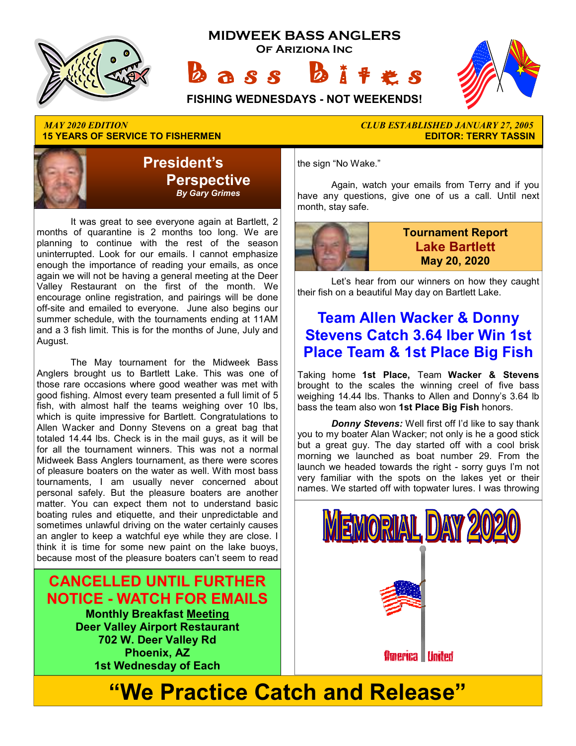# MIDWEEK BASS ANGLERS

**OF ARIZIONA INC**

# Bass Bites

**FISHING WEDNESDAYS - NOT WEEKENDS!**

*MAY 2020 EDITION*

**15 YEARS OF SERVICE TO FISHERMEN**

*CLUB ESTABLISHED JANUARY 27, 2005*

**EDITOR: TERRY TASSIN**

## President's Perspective

***By Gary Grimes***

It was great to see everyone again at Bartlett, 2 months of quarantine is 2 months too long. We are planning to continue with the rest of the season uninterrupted. Look for our emails. I cannot emphasize enough the importance of reading your emails, as once again we will not be having a general meeting at the Deer Valley Restaurant on the first of the month. We encourage online registration, and pairings will be done off-site and emailed to everyone. June also begins our summer schedule, with the tournaments ending at 11AM and a 3 fish limit. This is for the months of June, July and August.

The May tournament for the Midweek Bass Anglers brought us to Bartlett Lake. This was one of those rare occasions where good weather was met with good fishing. Almost every team presented a full limit of 5 fish, with almost half the teams weighing over 10 lbs, which is quite impressive for Bartlett. Congratulations to Allen Wacker and Donny Stevens on a great bag that totaled 14.44 lbs. Check is in the mail guys, as it will be for all the tournament winners. This was not a normal Midweek Bass Anglers tournament, as there were scores of pleasure boaters on the water as well. With most bass tournaments, I am usually never concerned about personal safely. But the pleasure boaters are another matter. You can expect them not to understand basic boating rules and etiquette, and their unpredictable and sometimes unlawful driving on the water certainly causes an angler to keep a watchful eye while they are close. I think it is time for some new paint on the lake buoys, because most of the pleasure boaters can't seem to read the sign "No Wake."

Again, watch your emails from Terry and if you have any questions, give one of us a call. Until next month, stay safe.

**CANCELLED UNTIL FURTHER NOTICE - WATCH FOR EMAILS**

**Monthly Breakfast Meeting**
**Deer Valley Airport Restaurant**
**702 W. Deer Valley Rd**
**Phoenix, AZ**
**1st Wednesday of Each**

## Tournament Report
## Lake Bartlett
## May 20, 2020

Let's hear from our winners on how they caught their fish on a beautiful May day on Bartlett Lake.

## Team Allen Wacker & Donny Stevens Catch 3.64 lber Win 1st Place Team & 1st Place Big Fish

Taking home **1st Place,** Team **Wacker & Stevens** brought to the scales the winning creel of five bass weighing 14.44 lbs. Thanks to Allen and Donny's 3.64 lb bass the team also won **1st Place Big Fish** honors.

***Donny Stevens:*** Well first off I'd like to say thank you to my boater Alan Wacker; not only is he a good stick but a great guy. The day started off with a cool brisk morning we launched as boat number 29. From the launch we headed towards the right - sorry guys I'm not very familiar with the spots on the lakes yet or their names. We started off with topwater lures. I was throwing

MEMORIAL DAY 2020

America United

# "We Practice Catch and Release"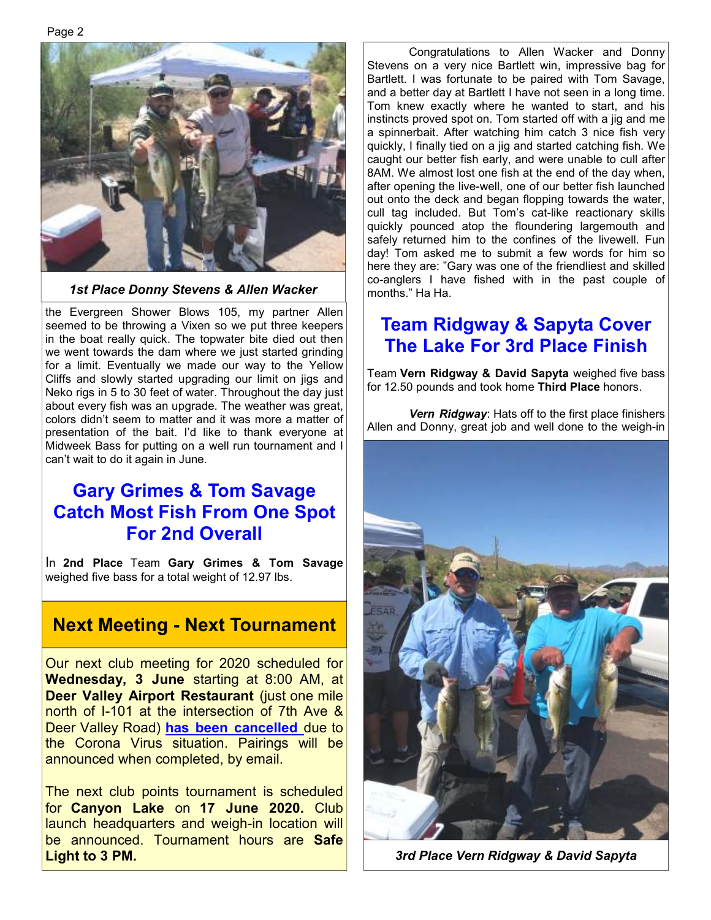*1st Place Donny Stevens & Allen Wacker*

the Evergreen Shower Blows 105, my partner Allen seemed to be throwing a Vixen so we put three keepers in the boat really quick. The topwater bite died out then we went towards the dam where we just started grinding for a limit. Eventually we made our way to the Yellow Cliffs and slowly started upgrading our limit on jigs and Neko rigs in 5 to 30 feet of water. Throughout the day just about every fish was an upgrade. The weather was great, colors didn't seem to matter and it was more a matter of presentation of the bait. I'd like to thank everyone at Midweek Bass for putting on a well run tournament and I can't wait to do it again in June.

## Gary Grimes & Tom Savage Catch Most Fish From One Spot For 2nd Overall

In **2nd Place** Team **Gary Grimes & Tom Savage** weighed five bass for a total weight of 12.97 lbs.

Congratulations to Allen Wacker and Donny Stevens on a very nice Bartlett win, impressive bag for Bartlett. I was fortunate to be paired with Tom Savage, and a better day at Bartlett I have not seen in a long time. Tom knew exactly where he wanted to start, and his instincts proved spot on. Tom started off with a jig and me a spinnerbait. After watching him catch 3 nice fish very quickly, I finally tied on a jig and started catching fish. We caught our better fish early, and were unable to cull after 8AM. We almost lost one fish at the end of the day when, after opening the live-well, one of our better fish launched out onto the deck and began flopping towards the water, cull tag included. But Tom's cat-like reactionary skills quickly pounced atop the floundering largemouth and safely returned him to the confines of the livewell. Fun day! Tom asked me to submit a few words for him so here they are: "Gary was one of the friendliest and skilled co-anglers I have fished with in the past couple of months." Ha Ha.

## Next Meeting - Next Tournament

Our next club meeting for 2020 scheduled for **Wednesday, 3 June** starting at 8:00 AM, at **Deer Valley Airport Restaurant** (just one mile north of I-101 at the intersection of 7th Ave & Deer Valley Road) **has been cancelled** due to the Corona Virus situation. Pairings will be announced when completed, by email.

The next club points tournament is scheduled for **Canyon Lake** on **17 June 2020.** Club launch headquarters and weigh-in location will be announced. Tournament hours are **Safe Light to 3 PM.**

## Team Ridgway & Sapyta Cover The Lake For 3rd Place Finish

Team **Vern Ridgway & David Sapyta** weighed five bass for 12.50 pounds and took home **Third Place** honors.

***Vern Ridgway***: Hats off to the first place finishers Allen and Donny, great job and well done to the weigh-in

*3rd Place Vern Ridgway & David Sapyta*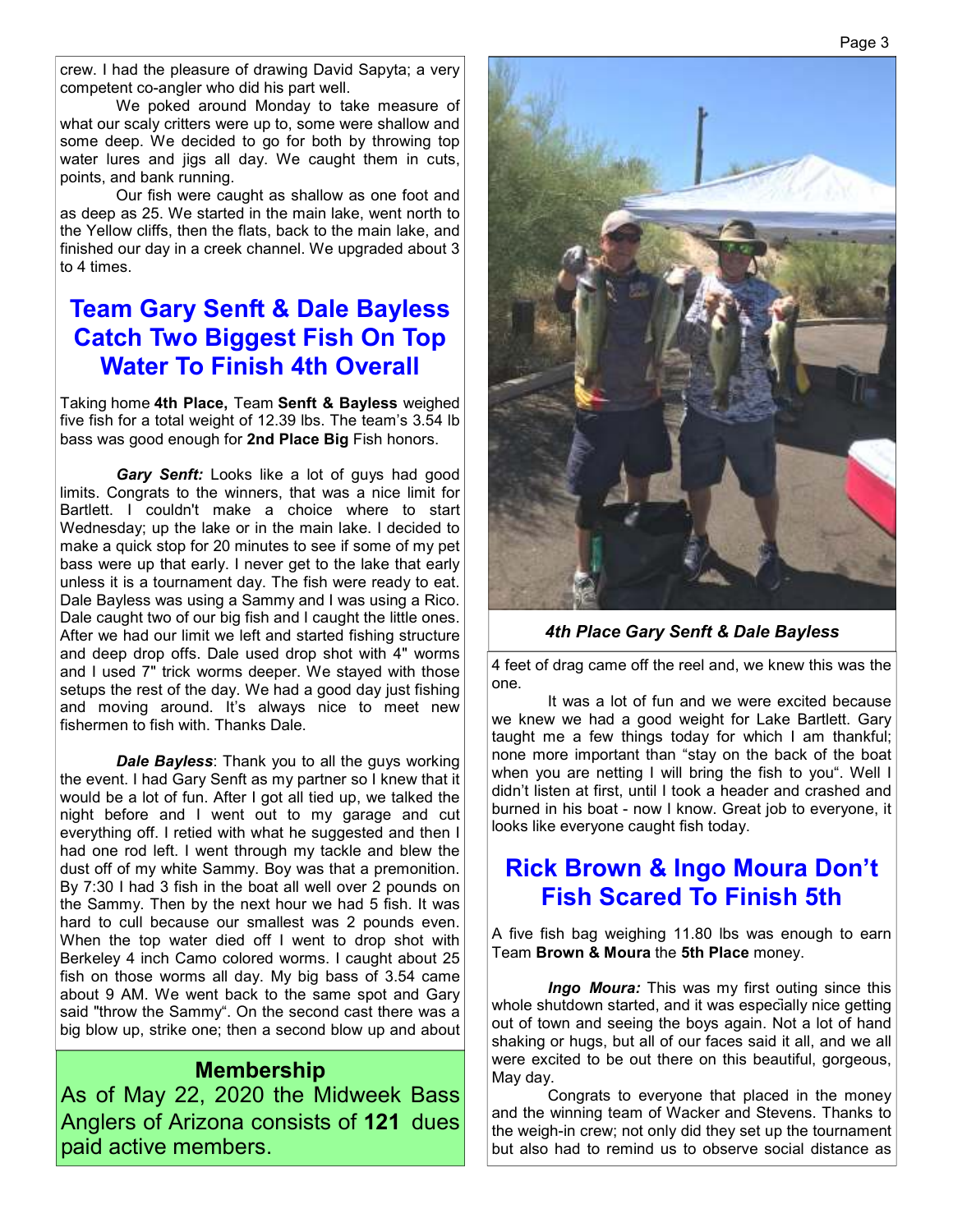crew. I had the pleasure of drawing David Sapyta; a very competent co-angler who did his part well.

We poked around Monday to take measure of what our scaly critters were up to, some were shallow and some deep. We decided to go for both by throwing top water lures and jigs all day. We caught them in cuts, points, and bank running.

Our fish were caught as shallow as one foot and as deep as 25. We started in the main lake, went north to the Yellow cliffs, then the flats, back to the main lake, and finished our day in a creek channel. We upgraded about 3 to 4 times.

## Team Gary Senft & Dale Bayless Catch Two Biggest Fish On Top Water To Finish 4th Overall

Taking home **4th Place,** Team **Senft & Bayless** weighed five fish for a total weight of 12.39 lbs. The team's 3.54 lb bass was good enough for **2nd Place Big** Fish honors.

***Gary Senft:*** Looks like a lot of guys had good limits. Congrats to the winners, that was a nice limit for Bartlett. I couldn't make a choice where to start Wednesday; up the lake or in the main lake. I decided to make a quick stop for 20 minutes to see if some of my pet bass were up that early. I never get to the lake that early unless it is a tournament day. The fish were ready to eat. Dale Bayless was using a Sammy and I was using a Rico. Dale caught two of our big fish and I caught the little ones. After we had our limit we left and started fishing structure and deep drop offs. Dale used drop shot with 4" worms and I used 7" trick worms deeper. We stayed with those setups the rest of the day. We had a good day just fishing and moving around. It's always nice to meet new fishermen to fish with. Thanks Dale.

***Dale Bayless***: Thank you to all the guys working the event. I had Gary Senft as my partner so I knew that it would be a lot of fun. After I got all tied up, we talked the night before and I went out to my garage and cut everything off. I retied with what he suggested and then I had one rod left. I went through my tackle and blew the dust off of my white Sammy. Boy was that a premonition. By 7:30 I had 3 fish in the boat all well over 2 pounds on the Sammy. Then by the next hour we had 5 fish. It was hard to cull because our smallest was 2 pounds even. When the top water died off I went to drop shot with Berkeley 4 inch Camo colored worms. I caught about 25 fish on those worms all day. My big bass of 3.54 came about 9 AM. We went back to the same spot and Gary said "throw the Sammy". On the second cast there was a big blow up, strike one; then a second blow up and about 4 feet of drag came off the reel and, we knew this was the one.

It was a lot of fun and we were excited because we knew we had a good weight for Lake Bartlett. Gary taught me a few things today for which I am thankful; none more important than "stay on the back of the boat when you are netting I will bring the fish to you". Well I didn't listen at first, until I took a header and crashed and burned in his boat - now I know. Great job to everyone, it looks like everyone caught fish today.

*4th Place Gary Senft & Dale Bayless*

### Membership

As of May 22, 2020 the Midweek Bass Anglers of Arizona consists of **121** dues paid active members.

## Rick Brown & Ingo Moura Don't Fish Scared To Finish 5th

A five fish bag weighing 11.80 lbs was enough to earn Team **Brown & Moura** the **5th Place** money.

***Ingo Moura:*** This was my first outing since this whole shutdown started, and it was especially nice getting out of town and seeing the boys again. Not a lot of hand shaking or hugs, but all of our faces said it all, and we all were excited to be out there on this beautiful, gorgeous, May day.

Congrats to everyone that placed in the money and the winning team of Wacker and Stevens. Thanks to the weigh-in crew; not only did they set up the tournament but also had to remind us to observe social distance as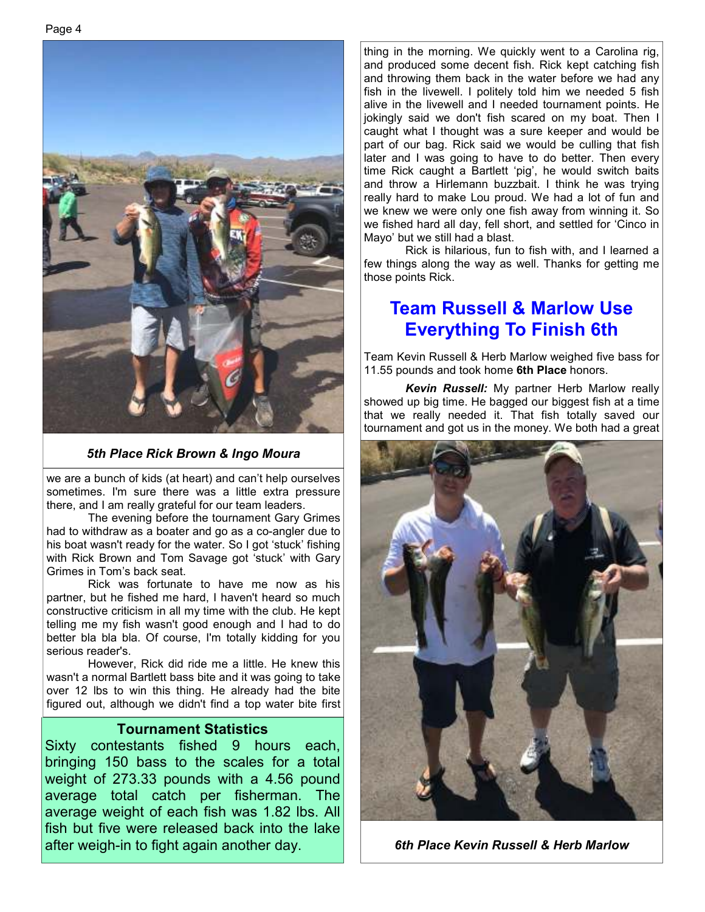*5th Place Rick Brown & Ingo Moura*

we are a bunch of kids (at heart) and can't help ourselves sometimes. I'm sure there was a little extra pressure there, and I am really grateful for our team leaders.

The evening before the tournament Gary Grimes had to withdraw as a boater and go as a co-angler due to his boat wasn't ready for the water. So I got 'stuck' fishing with Rick Brown and Tom Savage got 'stuck' with Gary Grimes in Tom's back seat.

Rick was fortunate to have me now as his partner, but he fished me hard, I haven't heard so much constructive criticism in all my time with the club. He kept telling me my fish wasn't good enough and I had to do better bla bla bla. Of course, I'm totally kidding for you serious reader's.

However, Rick did ride me a little. He knew this wasn't a normal Bartlett bass bite and it was going to take over 12 lbs to win this thing. He already had the bite figured out, although we didn't find a top water bite first thing in the morning. We quickly went to a Carolina rig, and produced some decent fish. Rick kept catching fish and throwing them back in the water before we had any fish in the livewell. I politely told him we needed 5 fish alive in the livewell and I needed tournament points. He jokingly said we don't fish scared on my boat. Then I caught what I thought was a sure keeper and would be part of our bag. Rick said we would be culling that fish later and I was going to have to do better. Then every time Rick caught a Bartlett 'pig', he would switch baits and throw a Hirlemann buzzbait. I think he was trying really hard to make Lou proud. We had a lot of fun and we knew we were only one fish away from winning it. So we fished hard all day, fell short, and settled for 'Cinco in Mayo' but we still had a blast.

Rick is hilarious, fun to fish with, and I learned a few things along the way as well. Thanks for getting me those points Rick.

### Tournament Statistics

Sixty contestants fished 9 hours each, bringing 150 bass to the scales for a total weight of 273.33 pounds with a 4.56 pound average total catch per fisherman. The average weight of each fish was 1.82 lbs. All fish but five were released back into the lake after weigh-in to fight again another day.

## Team Russell & Marlow Use Everything To Finish 6th

Team Kevin Russell & Herb Marlow weighed five bass for 11.55 pounds and took home **6th Place** honors.

***Kevin Russell:*** My partner Herb Marlow really showed up big time. He bagged our biggest fish at a time that we really needed it. That fish totally saved our tournament and got us in the money. We both had a great

*6th Place Kevin Russell & Herb Marlow*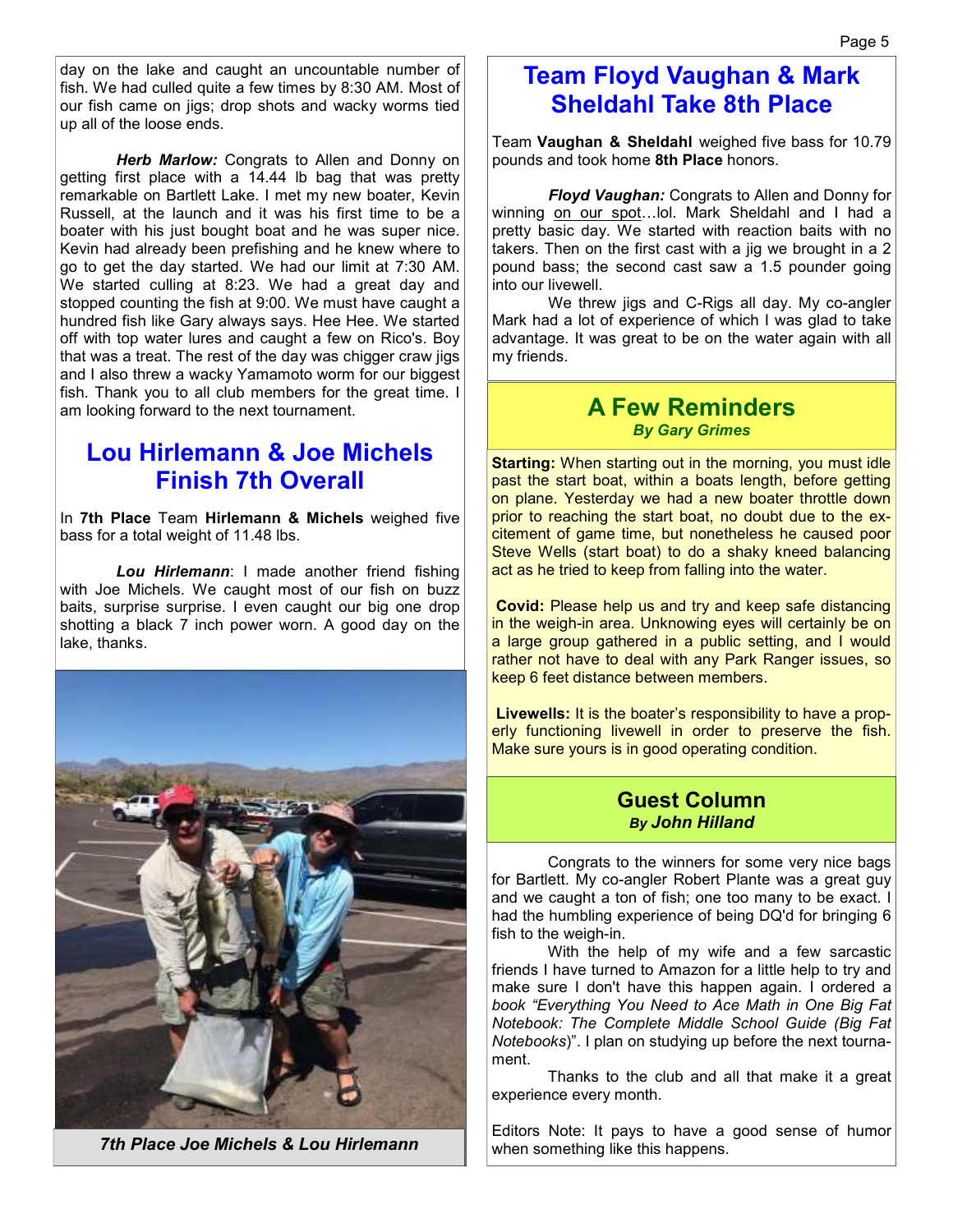day on the lake and caught an uncountable number of fish. We had culled quite a few times by 8:30 AM. Most of our fish came on jigs; drop shots and wacky worms tied up all of the loose ends.

***Herb Marlow:*** Congrats to Allen and Donny on getting first place with a 14.44 lb bag that was pretty remarkable on Bartlett Lake. I met my new boater, Kevin Russell, at the launch and it was his first time to be a boater with his just bought boat and he was super nice. Kevin had already been prefishing and he knew where to go to get the day started. We had our limit at 7:30 AM. We started culling at 8:23. We had a great day and stopped counting the fish at 9:00. We must have caught a hundred fish like Gary always says. Hee Hee. We started off with top water lures and caught a few on Rico's. Boy that was a treat. The rest of the day was chigger craw jigs and I also threw a wacky Yamamoto worm for our biggest fish. Thank you to all club members for the great time. I am looking forward to the next tournament.

## Lou Hirlemann & Joe Michels Finish 7th Overall

In **7th Place** Team **Hirlemann & Michels** weighed five bass for a total weight of 11.48 lbs.

***Lou Hirlemann***: I made another friend fishing with Joe Michels. We caught most of our fish on buzz baits, surprise surprise. I even caught our big one drop shotting a black 7 inch power worn. A good day on the lake, thanks.

*7th Place Joe Michels & Lou Hirlemann*

## Team Floyd Vaughan & Mark Sheldahl Take 8th Place

Team **Vaughan & Sheldahl** weighed five bass for 10.79 pounds and took home **8th Place** honors.

***Floyd Vaughan:*** Congrats to Allen and Donny for winning on our spot…lol. Mark Sheldahl and I had a pretty basic day. We started with reaction baits with no takers. Then on the first cast with a jig we brought in a 2 pound bass; the second cast saw a 1.5 pounder going into our livewell.

We threw jigs and C-Rigs all day. My co-angler Mark had a lot of experience of which I was glad to take advantage. It was great to be on the water again with all my friends.

## A Few Reminders

***By Gary Grimes***

**Starting:** When starting out in the morning, you must idle past the start boat, within a boats length, before getting on plane. Yesterday we had a new boater throttle down prior to reaching the start boat, no doubt due to the excitement of game time, but nonetheless he caused poor Steve Wells (start boat) to do a shaky kneed balancing act as he tried to keep from falling into the water.

**Covid:** Please help us and try and keep safe distancing in the weigh-in area. Unknowing eyes will certainly be on a large group gathered in a public setting, and I would rather not have to deal with any Park Ranger issues, so keep 6 feet distance between members.

**Livewells:** It is the boater's responsibility to have a properly functioning livewell in order to preserve the fish. Make sure yours is in good operating condition.

## Guest Column

***By John Hilland***

Congrats to the winners for some very nice bags for Bartlett. My co-angler Robert Plante was a great guy and we caught a ton of fish; one too many to be exact. I had the humbling experience of being DQ'd for bringing 6 fish to the weigh-in.

With the help of my wife and a few sarcastic friends I have turned to Amazon for a little help to try and make sure I don't have this happen again. I ordered a *book "Everything You Need to Ace Math in One Big Fat Notebook: The Complete Middle School Guide (Big Fat Notebooks*)". I plan on studying up before the next tournament.

Thanks to the club and all that make it a great experience every month.

Editors Note: It pays to have a good sense of humor when something like this happens.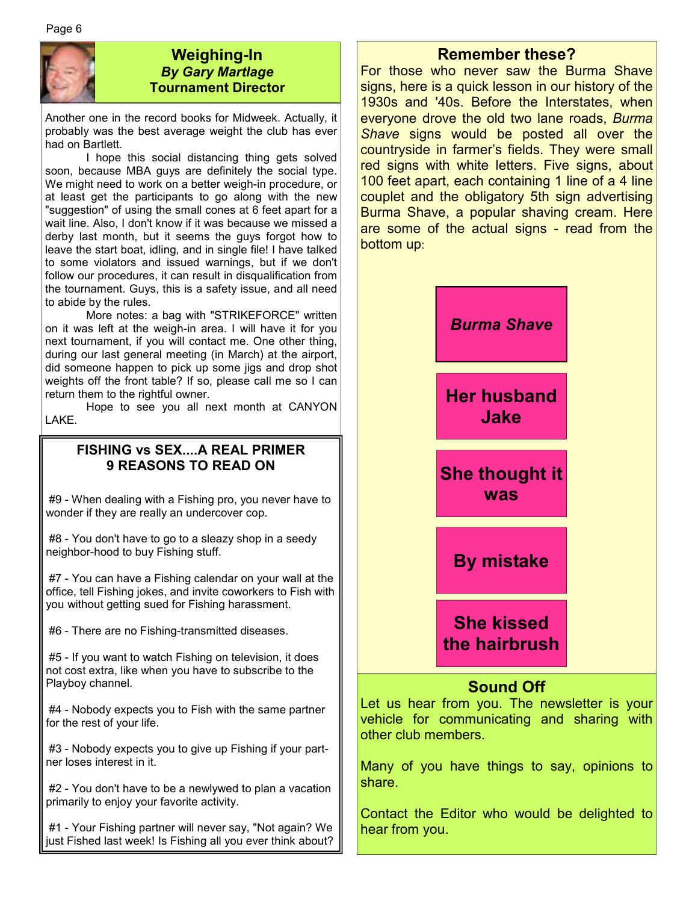## Weighing-In

***By Gary Martlage***

**Tournament Director**

Another one in the record books for Midweek. Actually, it probably was the best average weight the club has ever had on Bartlett.

I hope this social distancing thing gets solved soon, because MBA guys are definitely the social type. We might need to work on a better weigh-in procedure, or at least get the participants to go along with the new "suggestion" of using the small cones at 6 feet apart for a wait line. Also, I don't know if it was because we missed a derby last month, but it seems the guys forgot how to leave the start boat, idling, and in single file! I have talked to some violators and issued warnings, but if we don't follow our procedures, it can result in disqualification from the tournament. Guys, this is a safety issue, and all need to abide by the rules.

More notes: a bag with "STRIKEFORCE" written on it was left at the weigh-in area. I will have it for you next tournament, if you will contact me. One other thing, during our last general meeting (in March) at the airport, did someone happen to pick up some jigs and drop shot weights off the front table? If so, please call me so I can return them to the rightful owner.

Hope to see you all next month at CANYON LAKE.

## FISHING vs SEX....A REAL PRIMER
## 9 REASONS TO READ ON

#9 - When dealing with a Fishing pro, you never have to wonder if they are really an undercover cop.

#8 - You don't have to go to a sleazy shop in a seedy neighbor-hood to buy Fishing stuff.

#7 - You can have a Fishing calendar on your wall at the office, tell Fishing jokes, and invite coworkers to Fish with you without getting sued for Fishing harassment.

#6 - There are no Fishing-transmitted diseases.

#5 - If you want to watch Fishing on television, it does not cost extra, like when you have to subscribe to the Playboy channel.

#4 - Nobody expects you to Fish with the same partner for the rest of your life.

#3 - Nobody expects you to give up Fishing if your partner loses interest in it.

#2 - You don't have to be a newlywed to plan a vacation primarily to enjoy your favorite activity.

#1 - Your Fishing partner will never say, "Not again? We just Fished last week! Is Fishing all you ever think about?

## Remember these?

For those who never saw the Burma Shave signs, here is a quick lesson in our history of the 1930s and '40s. Before the Interstates, when everyone drove the old two lane roads, *Burma Shave* signs would be posted all over the countryside in farmer's fields. They were small red signs with white letters. Five signs, about 100 feet apart, each containing 1 line of a 4 line couplet and the obligatory 5th sign advertising Burma Shave, a popular shaving cream. Here are some of the actual signs - read from the bottom up:

***Burma Shave***

**Her husband Jake**

**She thought it was**

**By mistake**

**She kissed the hairbrush**

## Sound Off

Let us hear from you. The newsletter is your vehicle for communicating and sharing with other club members.

Many of you have things to say, opinions to share.

Contact the Editor who would be delighted to hear from you.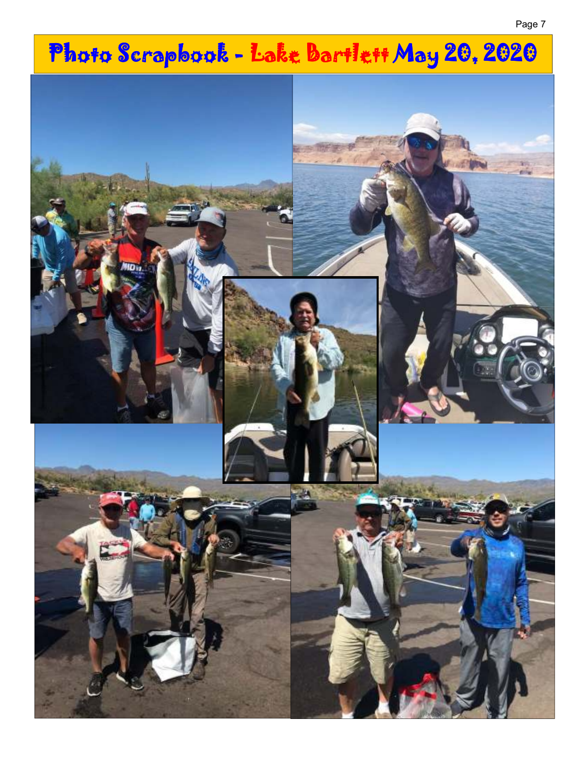# Photo Scrapbook - Lake Bartlett May 20, 2020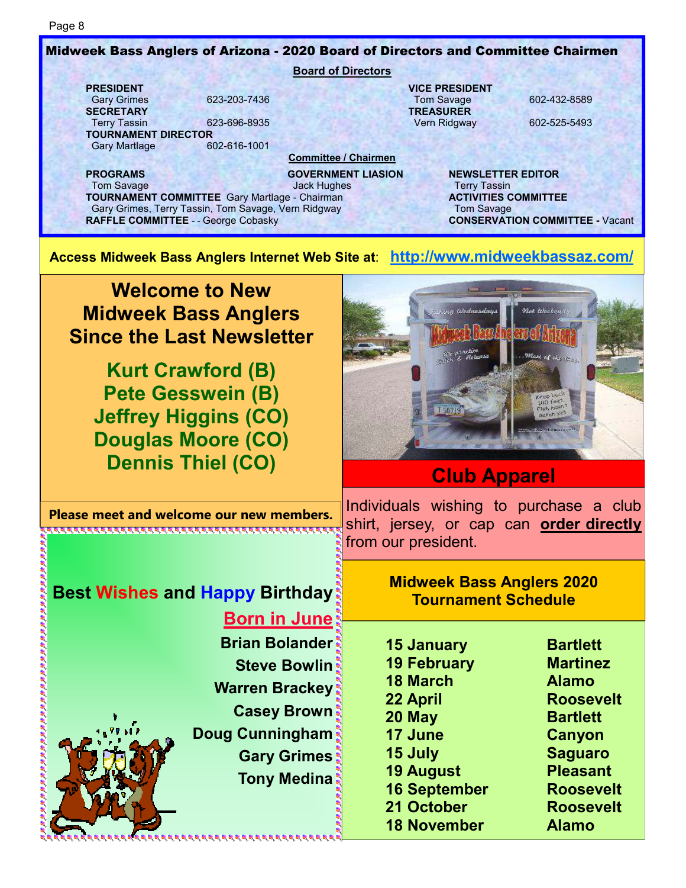## Midweek Bass Anglers of Arizona - 2020 Board of Directors and Committee Chairmen

### Board of Directors

**PRESIDENT**
Gary Grimes 623-203-7436

**VICE PRESIDENT**
Tom Savage 602-432-8589

**SECRETARY**
Terry Tassin 623-696-8935

**TREASURER**
Vern Ridgway 602-525-5493

**TOURNAMENT DIRECTOR**
Gary Martlage 602-616-1001

### Committee / Chairmen

**PROGRAMS**
Tom Savage

**GOVERNMENT LIASION**
Jack Hughes

**NEWSLETTER EDITOR**
Terry Tassin

**TOURNAMENT COMMITTEE** Gary Martlage - Chairman
Gary Grimes, Terry Tassin, Tom Savage, Vern Ridgway

**ACTIVITIES COMMITTEE**
Tom Savage

**RAFFLE COMMITTEE** - - George Cobasky

**CONSERVATION COMMITTEE** - Vacant

**Access Midweek Bass Anglers Internet Web Site at**: http://www.midweekbassaz.com/

## Welcome to New Midweek Bass Anglers Since the Last Newsletter

**Kurt Crawford (B)**
**Pete Gesswein (B)**
**Jeffrey Higgins (CO)**
**Douglas Moore (CO)**
**Dennis Thiel (CO)**

**Please meet and welcome our new members.**

## Club Apparel

Individuals wishing to purchase a club shirt, jersey, or cap can **order directly** from our president.

## Best Wishes and Happy Birthday

### Born in June

**Brian Bolander**
**Steve Bowlin**
**Warren Brackey**
**Casey Brown**
**Doug Cunningham**
**Gary Grimes**
**Tony Medina**

## Midweek Bass Anglers 2020 Tournament Schedule

| | |
|---|---|
| 15 January | Bartlett |
| 19 February | Martinez |
| 18 March | Alamo |
| 22 April | Roosevelt |
| 20 May | Bartlett |
| 17 June | Canyon |
| 15 July | Saguaro |
| 19 August | Pleasant |
| 16 September | Roosevelt |
| 21 October | Roosevelt |
| 18 November | Alamo |